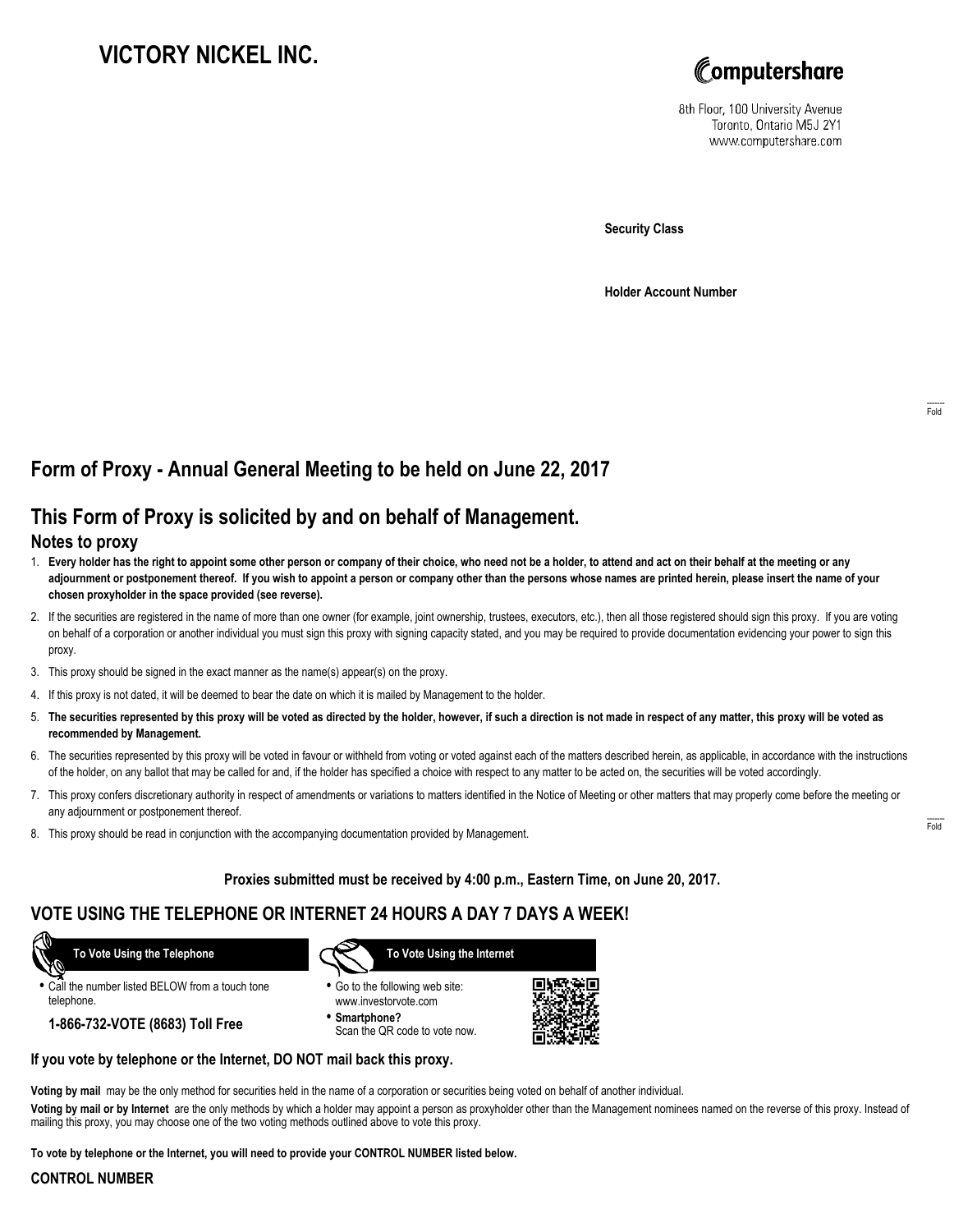# VICTORY NICKEL INC.

Computershare

8th Floor, 100 University Avenue
Toronto, Ontario M5J 2Y1
www.computershare.com

**Security Class**

**Holder Account Number**

Fold

## Form of Proxy - Annual General Meeting to be held on June 22, 2017

## This Form of Proxy is solicited by and on behalf of Management.

### Notes to proxy

1. **Every holder has the right to appoint some other person or company of their choice, who need not be a holder, to attend and act on their behalf at the meeting or any adjournment or postponement thereof. If you wish to appoint a person or company other than the persons whose names are printed herein, please insert the name of your chosen proxyholder in the space provided (see reverse).**
2. If the securities are registered in the name of more than one owner (for example, joint ownership, trustees, executors, etc.), then all those registered should sign this proxy. If you are voting on behalf of a corporation or another individual you must sign this proxy with signing capacity stated, and you may be required to provide documentation evidencing your power to sign this proxy.
3. This proxy should be signed in the exact manner as the name(s) appear(s) on the proxy.
4. If this proxy is not dated, it will be deemed to bear the date on which it is mailed by Management to the holder.
5. **The securities represented by this proxy will be voted as directed by the holder, however, if such a direction is not made in respect of any matter, this proxy will be voted as recommended by Management.**
6. The securities represented by this proxy will be voted in favour or withheld from voting or voted against each of the matters described herein, as applicable, in accordance with the instructions of the holder, on any ballot that may be called for and, if the holder has specified a choice with respect to any matter to be acted on, the securities will be voted accordingly.
7. This proxy confers discretionary authority in respect of amendments or variations to matters identified in the Notice of Meeting or other matters that may properly come before the meeting or any adjournment or postponement thereof.
8. This proxy should be read in conjunction with the accompanying documentation provided by Management.

Fold

**Proxies submitted must be received by 4:00 p.m., Eastern Time, on June 20, 2017.**

## VOTE USING THE TELEPHONE OR INTERNET 24 HOURS A DAY 7 DAYS A WEEK!

**To Vote Using the Telephone**

- Call the number listed BELOW from a touch tone telephone.

**1-866-732-VOTE (8683) Toll Free**

**To Vote Using the Internet**

- Go to the following web site: www.investorvote.com
- **Smartphone?** Scan the QR code to vote now.

**If you vote by telephone or the Internet, DO NOT mail back this proxy.**

**Voting by mail** may be the only method for securities held in the name of a corporation or securities being voted on behalf of another individual.

**Voting by mail or by Internet** are the only methods by which a holder may appoint a person as proxyholder other than the Management nominees named on the reverse of this proxy. Instead of mailing this proxy, you may choose one of the two voting methods outlined above to vote this proxy.

**To vote by telephone or the Internet, you will need to provide your CONTROL NUMBER listed below.**

**CONTROL NUMBER**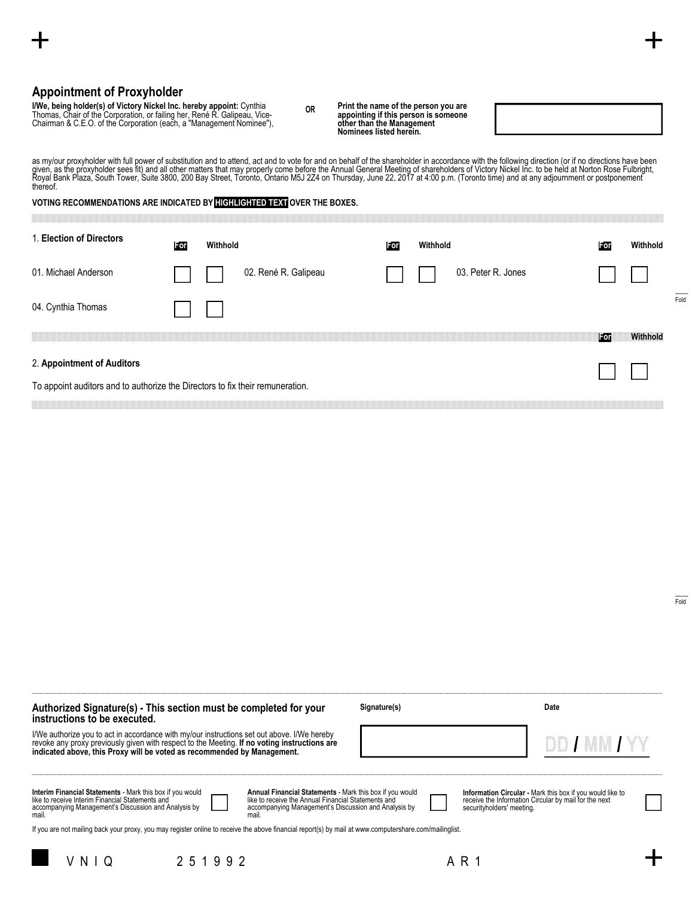## Appointment of Proxyholder

**I/We, being holder(s) of Victory Nickel Inc. hereby appoint:** Cynthia Thomas, Chair of the Corporation, or failing her, René R. Galipeau, Vice-Chairman & C.E.O. of the Corporation (each, a "Management Nominee"),

**OR**

**Print the name of the person you are appointing if this person is someone other than the Management Nominees listed herein.**

as my/our proxyholder with full power of substitution and to attend, act and to vote for and on behalf of the shareholder in accordance with the following direction (or if no directions have been given, as the proxyholder sees fit) and all other matters that may properly come before the Annual General Meeting of shareholders of Victory Nickel Inc. to be held at Norton Rose Fulbright, Royal Bank Plaza, South Tower, Suite 3800, 200 Bay Street, Toronto, Ontario M5J 2Z4 on Thursday, June 22, 2017 at 4:00 p.m. (Toronto time) and at any adjournment or postponement thereof.

**VOTING RECOMMENDATIONS ARE INDICATED BY HIGHLIGHTED TEXT OVER THE BOXES.**

### 1. Election of Directors

| | For | Withhold | | For | Withhold | | For | Withhold |
|---|---|---|---|---|---|---|---|---|
| 01. Michael Anderson | ☐ | ☐ | 02. René R. Galipeau | ☐ | ☐ | 03. Peter R. Jones | ☐ | ☐ |
| 04. Cynthia Thomas | ☐ | ☐ | | | | | | |

### 2. Appointment of Auditors

| | For | Withhold |
|---|---|---|
| To appoint auditors and to authorize the Directors to fix their remuneration. | ☐ | ☐ |

**Authorized Signature(s) - This section must be completed for your instructions to be executed.**

I/We authorize you to act in accordance with my/our instructions set out above. I/We hereby revoke any proxy previously given with respect to the Meeting. **If no voting instructions are indicated above, this Proxy will be voted as recommended by Management.**

Signature(s)

Date

DD / MM / YY

**Interim Financial Statements** - Mark this box if you would like to receive Interim Financial Statements and accompanying Management's Discussion and Analysis by mail. ☐

**Annual Financial Statements** - Mark this box if you would like to receive the Annual Financial Statements and accompanying Management's Discussion and Analysis by mail. ☐

**Information Circular -** Mark this box if you would like to receive the Information Circular by mail for the next securityholders' meeting. ☐

If you are not mailing back your proxy, you may register online to receive the above financial report(s) by mail at www.computershare.com/mailinglist.

V N I Q 2 5 1 9 9 2 A R 1